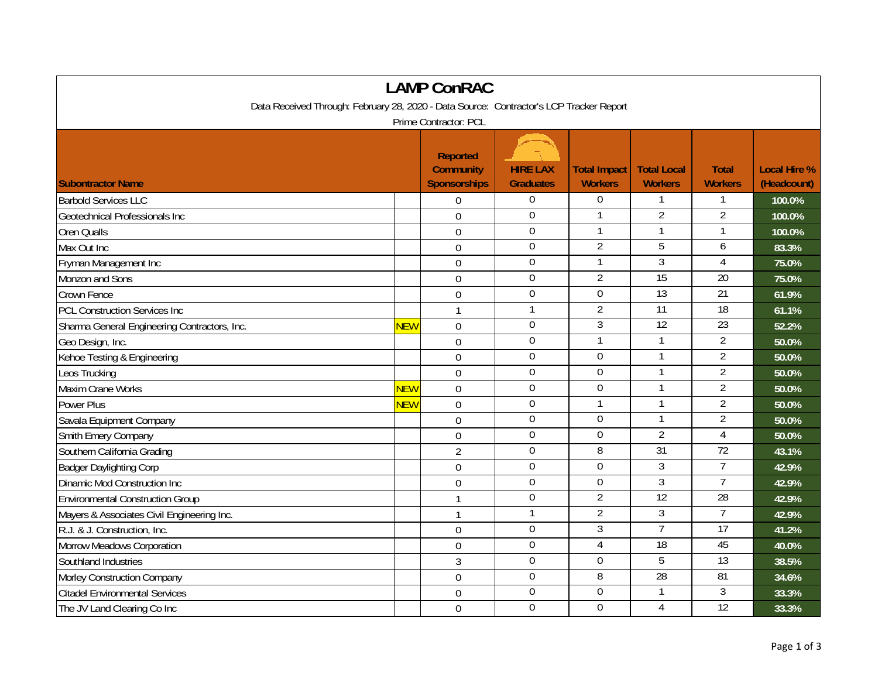# LAMP ConRAC

Data Received Through: February 28, 2020 - Data Source: Contractor's LCP Tracker Report

Prime Contractor: PCL

| Subontractor Name | | Reported Community Sponsorships | HIRE LAX Graduates | Total Impact Workers | Total Local Workers | Total Workers | Local Hire % (Headcount) |
|---|---|---|---|---|---|---|---|
| Barbold Services LLC | | 0 | 0 | 0 | 1 | 1 | 100.0% |
| Geotechnical Professionals Inc | | 0 | 0 | 1 | 2 | 2 | 100.0% |
| Oren Qualls | | 0 | 0 | 1 | 1 | 1 | 100.0% |
| Max Out Inc | | 0 | 0 | 2 | 5 | 6 | 83.3% |
| Fryman Management Inc | | 0 | 0 | 1 | 3 | 4 | 75.0% |
| Monzon and Sons | | 0 | 0 | 2 | 15 | 20 | 75.0% |
| Crown Fence | | 0 | 0 | 0 | 13 | 21 | 61.9% |
| PCL Construction Services Inc | | 1 | 1 | 2 | 11 | 18 | 61.1% |
| Sharma General Engineering Contractors, Inc. | NEW | 0 | 0 | 3 | 12 | 23 | 52.2% |
| Geo Design, Inc. | | 0 | 0 | 1 | 1 | 2 | 50.0% |
| Kehoe Testing & Engineering | | 0 | 0 | 0 | 1 | 2 | 50.0% |
| Leos Trucking | | 0 | 0 | 0 | 1 | 2 | 50.0% |
| Maxim Crane Works | NEW | 0 | 0 | 0 | 1 | 2 | 50.0% |
| Power Plus | NEW | 0 | 0 | 1 | 1 | 2 | 50.0% |
| Savala Equipment Company | | 0 | 0 | 0 | 1 | 2 | 50.0% |
| Smith Emery Company | | 0 | 0 | 0 | 2 | 4 | 50.0% |
| Southern California Grading | | 2 | 0 | 8 | 31 | 72 | 43.1% |
| Badger Daylighting Corp | | 0 | 0 | 0 | 3 | 7 | 42.9% |
| Dinamic Mod Construction Inc | | 0 | 0 | 0 | 3 | 7 | 42.9% |
| Environmental Construction Group | | 1 | 0 | 2 | 12 | 28 | 42.9% |
| Mayers & Associates Civil Engineering Inc. | | 1 | 1 | 2 | 3 | 7 | 42.9% |
| R.J. & J. Construction, Inc. | | 0 | 0 | 3 | 7 | 17 | 41.2% |
| Morrow Meadows Corporation | | 0 | 0 | 4 | 18 | 45 | 40.0% |
| Southland Industries | | 3 | 0 | 0 | 5 | 13 | 38.5% |
| Morley Construction Company | | 0 | 0 | 8 | 28 | 81 | 34.6% |
| Citadel Environmental Services | | 0 | 0 | 0 | 1 | 3 | 33.3% |
| The JV Land Clearing Co Inc | | 0 | 0 | 0 | 4 | 12 | 33.3% |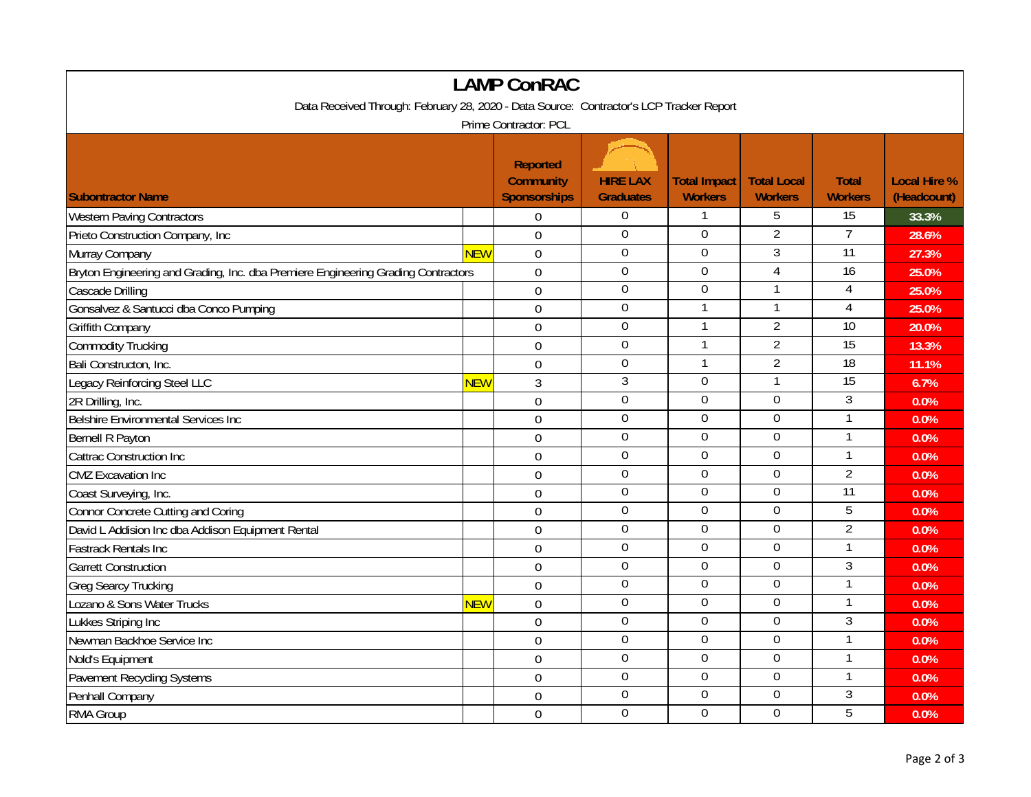# LAMP ConRAC

Data Received Through: February 28, 2020 - Data Source: Contractor's LCP Tracker Report

Prime Contractor: PCL

| Subontractor Name | | Reported Community Sponsorships | HIRE LAX Graduates | Total Impact Workers | Total Local Workers | Total Workers | Local Hire % (Headcount) |
|---|---|---|---|---|---|---|---|
| Western Paving Contractors | | 0 | 0 | 1 | 5 | 15 | 33.3% |
| Prieto Construction Company, Inc | | 0 | 0 | 0 | 2 | 7 | 28.6% |
| Murray Company | NEW | 0 | 0 | 0 | 3 | 11 | 27.3% |
| Bryton Engineering and Grading, Inc. dba Premiere Engineering Grading Contractors | | 0 | 0 | 0 | 4 | 16 | 25.0% |
| Cascade Drilling | | 0 | 0 | 0 | 1 | 4 | 25.0% |
| Gonsalvez & Santucci dba Conco Pumping | | 0 | 0 | 1 | 1 | 4 | 25.0% |
| Griffith Company | | 0 | 0 | 1 | 2 | 10 | 20.0% |
| Commodity Trucking | | 0 | 0 | 1 | 2 | 15 | 13.3% |
| Bali Constructon, Inc. | | 0 | 0 | 1 | 2 | 18 | 11.1% |
| Legacy Reinforcing Steel LLC | NEW | 3 | 3 | 0 | 1 | 15 | 6.7% |
| 2R Drilling, Inc. | | 0 | 0 | 0 | 0 | 3 | 0.0% |
| Belshire Environmental Services Inc | | 0 | 0 | 0 | 0 | 1 | 0.0% |
| Bernell R Payton | | 0 | 0 | 0 | 0 | 1 | 0.0% |
| Cattrac Construction Inc | | 0 | 0 | 0 | 0 | 1 | 0.0% |
| CMZ Excavation Inc | | 0 | 0 | 0 | 0 | 2 | 0.0% |
| Coast Surveying, Inc. | | 0 | 0 | 0 | 0 | 11 | 0.0% |
| Connor Concrete Cutting and Coring | | 0 | 0 | 0 | 0 | 5 | 0.0% |
| David L Addision Inc dba Addison Equipment Rental | | 0 | 0 | 0 | 0 | 2 | 0.0% |
| Fastrack Rentals Inc | | 0 | 0 | 0 | 0 | 1 | 0.0% |
| Garrett Construction | | 0 | 0 | 0 | 0 | 3 | 0.0% |
| Greg Searcy Trucking | | 0 | 0 | 0 | 0 | 1 | 0.0% |
| Lozano & Sons Water Trucks | NEW | 0 | 0 | 0 | 0 | 1 | 0.0% |
| Lukkes Striping Inc | | 0 | 0 | 0 | 0 | 3 | 0.0% |
| Newman Backhoe Service Inc | | 0 | 0 | 0 | 0 | 1 | 0.0% |
| Nold's Equipment | | 0 | 0 | 0 | 0 | 1 | 0.0% |
| Pavement Recycling Systems | | 0 | 0 | 0 | 0 | 1 | 0.0% |
| Penhall Company | | 0 | 0 | 0 | 0 | 3 | 0.0% |
| RMA Group | | 0 | 0 | 0 | 0 | 5 | 0.0% |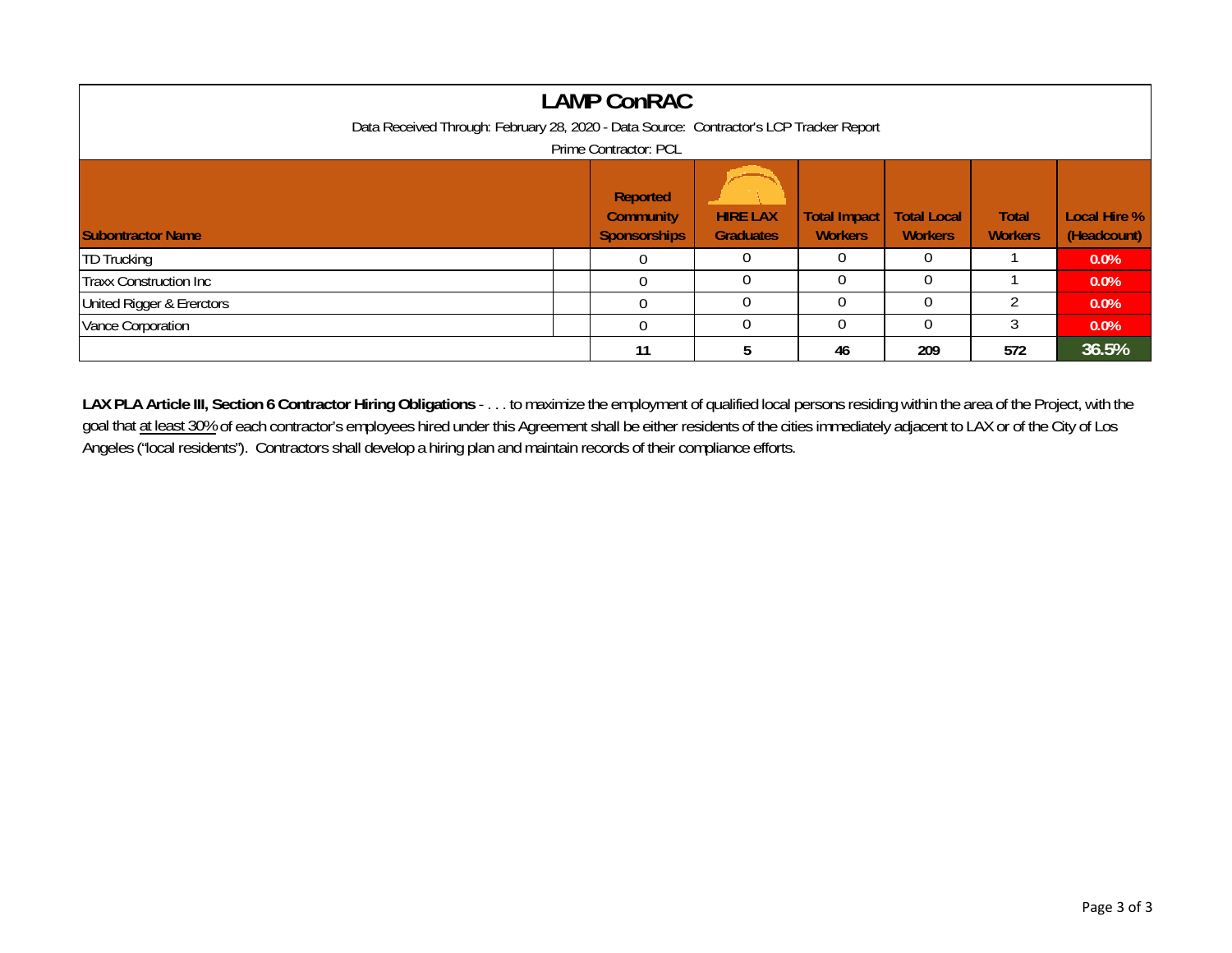# LAMP ConRAC

Data Received Through: February 28, 2020 - Data Source: Contractor's LCP Tracker Report

Prime Contractor: PCL

| Subcontractor Name | | Reported Community Sponsorships | HIRE LAX Graduates | Total Impact Workers | Total Local Workers | Total Workers | Local Hire % (Headcount) |
|---|---|---|---|---|---|---|---|
| TD Trucking | | 0 | 0 | 0 | 0 | 1 | 0.0% |
| Traxx Construction Inc | | 0 | 0 | 0 | 0 | 1 | 0.0% |
| United Rigger & Ererctors | | 0 | 0 | 0 | 0 | 2 | 0.0% |
| Vance Corporation | | 0 | 0 | 0 | 0 | 3 | 0.0% |
| | | 11 | 5 | 46 | 209 | 572 | 36.5% |

**LAX PLA Article III, Section 6 Contractor Hiring Obligations** - . . . to maximize the employment of qualified local persons residing within the area of the Project, with the goal that at least 30% of each contractor's employees hired under this Agreement shall be either residents of the cities immediately adjacent to LAX or of the City of Los Angeles ("local residents"). Contractors shall develop a hiring plan and maintain records of their compliance efforts.